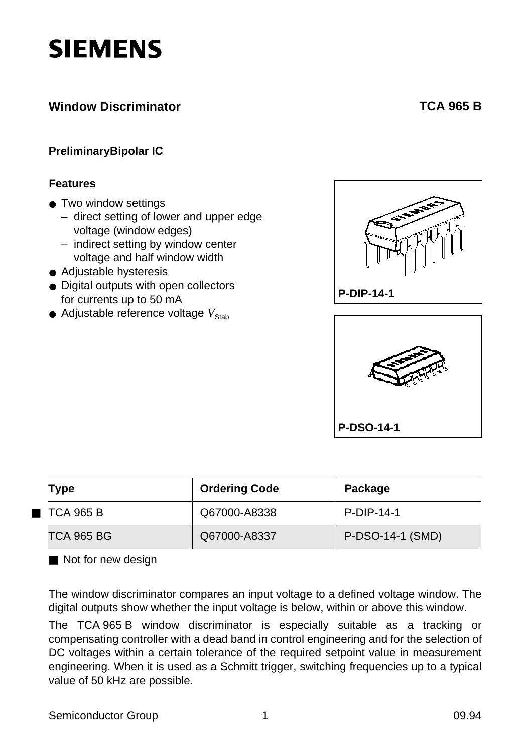# SIEMENS

## Window Discriminator — TCA 965 B

**PreliminaryBipolar IC**

### Features

- Two window settings
  - direct setting of lower and upper edge voltage (window edges)
  - indirect setting by window center voltage and half window width
- Adjustable hysteresis
- Digital outputs with open collectors for currents up to 50 mA
- Adjustable reference voltage $V_{Stab}$

P-DIP-14-1

P-DSO-14-1

| Type | Ordering Code | Package |
|---|---|---|
| ■ TCA 965 B | Q67000-A8338 | P-DIP-14-1 |
| TCA 965 BG | Q67000-A8337 | P-DSO-14-1 (SMD) |

■ Not for new design

The window discriminator compares an input voltage to a defined voltage window. The digital outputs show whether the input voltage is below, within or above this window.

The TCA 965 B window discriminator is especially suitable as a tracking or compensating controller with a dead band in control engineering and for the selection of DC voltages within a certain tolerance of the required setpoint value in measurement engineering. When it is used as a Schmitt trigger, switching frequencies up to a typical value of 50 kHz are possible.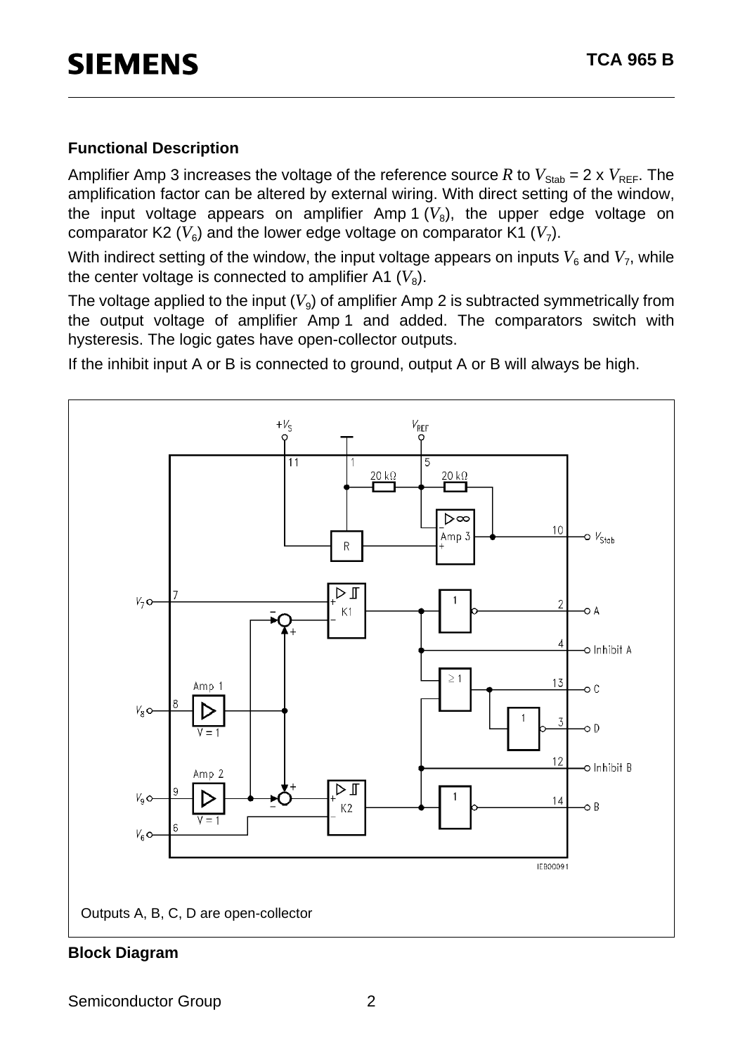## Functional Description

Amplifier Amp 3 increases the voltage of the reference source $R$ to $V_{Stab}$ = 2 x $V_{REF}$. The amplification factor can be altered by external wiring. With direct setting of the window, the input voltage appears on amplifier Amp 1 ($V_8$), the upper edge voltage on comparator K2 ($V_6$) and the lower edge voltage on comparator K1 ($V_7$).

With indirect setting of the window, the input voltage appears on inputs $V_6$ and $V_7$, while the center voltage is connected to amplifier A1 ($V_8$).

The voltage applied to the input ($V_9$) of amplifier Amp 2 is subtracted symmetrically from the output voltage of amplifier Amp 1 and added. The comparators switch with hysteresis. The logic gates have open-collector outputs.

If the inhibit input A or B is connected to ground, output A or B will always be high.

Outputs A, B, C, D are open-collector

**Block Diagram**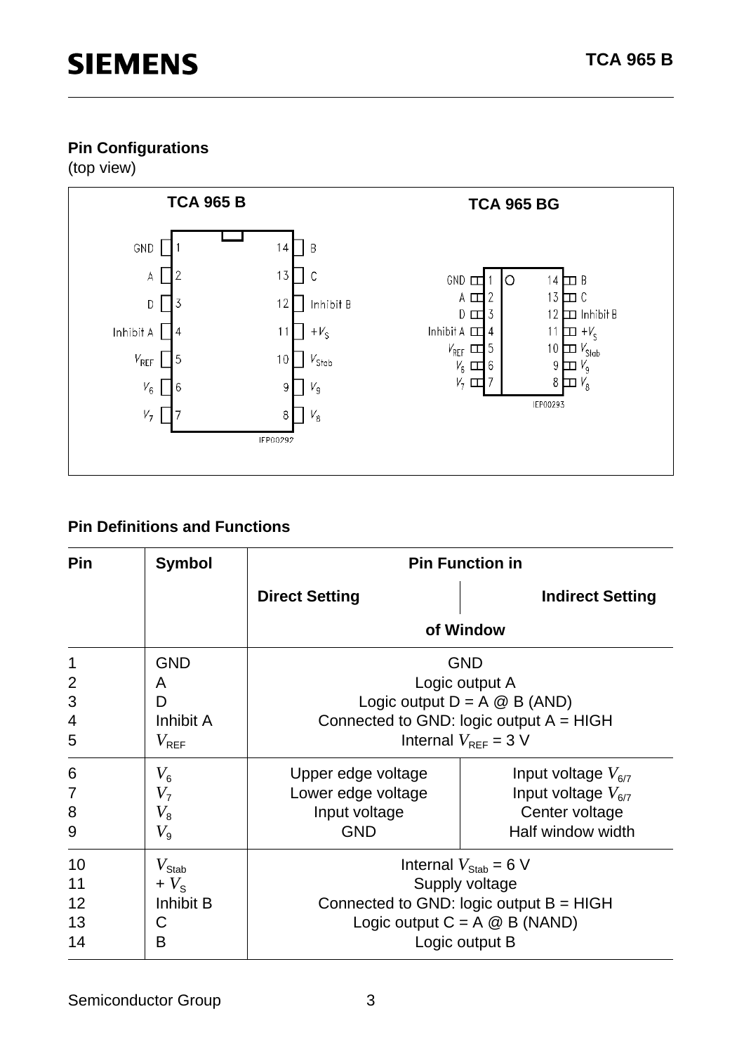## Pin Configurations

(top view)

**TCA 965 B** — **TCA 965 BG**

| Pin | Symbol | | Pin | Symbol |
|---|---|---|---|---|
| 1 | GND | | 14 | B |
| 2 | A | | 13 | C |
| 3 | D | | 12 | Inhibit B |
| 4 | Inhibit A | | 11 | $+V_S$ |
| 5 | $V_{REF}$ | | 10 | $V_{Stab}$ |
| 6 | $V_6$ | | 9 | $V_9$ |
| 7 | $V_7$ | | 8 | $V_8$ |

IEP00292 IEP00293

## Pin Definitions and Functions

| Pin | Symbol | Pin Function in Direct Setting of Window | Pin Function in Indirect Setting of Window |
|---|---|---|---|
| 1 | GND | GND | |
| 2 | A | Logic output A | |
| 3 | D | Logic output D = A @ B (AND) | |
| 4 | Inhibit A | Connected to GND: logic output A = HIGH | |
| 5 | $V_{REF}$ | Internal $V_{REF}$ = 3 V | |
| 6 | $V_6$ | Upper edge voltage | Input voltage $V_{6/7}$ |
| 7 | $V_7$ | Lower edge voltage | Input voltage $V_{6/7}$ |
| 8 | $V_8$ | Input voltage | Center voltage |
| 9 | $V_9$ | GND | Half window width |
| 10 | $V_{Stab}$ | Internal $V_{Stab}$ = 6 V | |
| 11 | $+V_S$ | Supply voltage | |
| 12 | Inhibit B | Connected to GND: logic output B = HIGH | |
| 13 | C | Logic output C = A @ B (NAND) | |
| 14 | B | Logic output B | |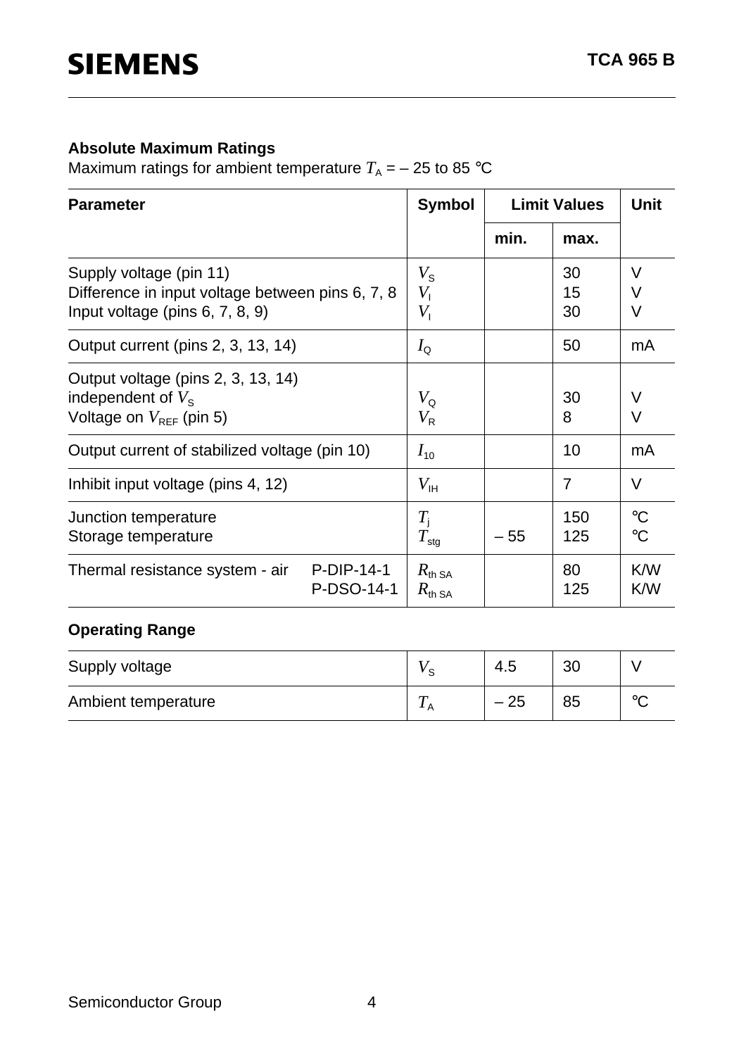### Absolute Maximum Ratings

Maximum ratings for ambient temperature $T_A$ = – 25 to 85 °C

| Parameter | Symbol | Limit Values | | Unit |
|---|---|---|---|---|
| | | min. | max. | |
| Supply voltage (pin 11) | $V_S$ | | 30 | V |
| Difference in input voltage between pins 6, 7, 8 | $V_I$ | | 15 | V |
| Input voltage (pins 6, 7, 8, 9) | $V_I$ | | 30 | V |
| Output current (pins 2, 3, 13, 14) | $I_Q$ | | 50 | mA |
| Output voltage (pins 2, 3, 13, 14) independent of $V_S$ | $V_Q$ | | 30 | V |
| Voltage on $V_{REF}$ (pin 5) | $V_R$ | | 8 | V |
| Output current of stabilized voltage (pin 10) | $I_{10}$ | | 10 | mA |
| Inhibit input voltage (pins 4, 12) | $V_{IH}$ | | 7 | V |
| Junction temperature | $T_j$ | | 150 | °C |
| Storage temperature | $T_{stg}$ | – 55 | 125 | °C |
| Thermal resistance system - air P-DIP-14-1 | $R_{th\,SA}$ | | 80 | K/W |
| Thermal resistance system - air P-DSO-14-1 | $R_{th\,SA}$ | | 125 | K/W |

### Operating Range

| Parameter | Symbol | min. | max. | Unit |
|---|---|---|---|---|
| Supply voltage | $V_S$ | 4.5 | 30 | V |
| Ambient temperature | $T_A$ | – 25 | 85 | °C |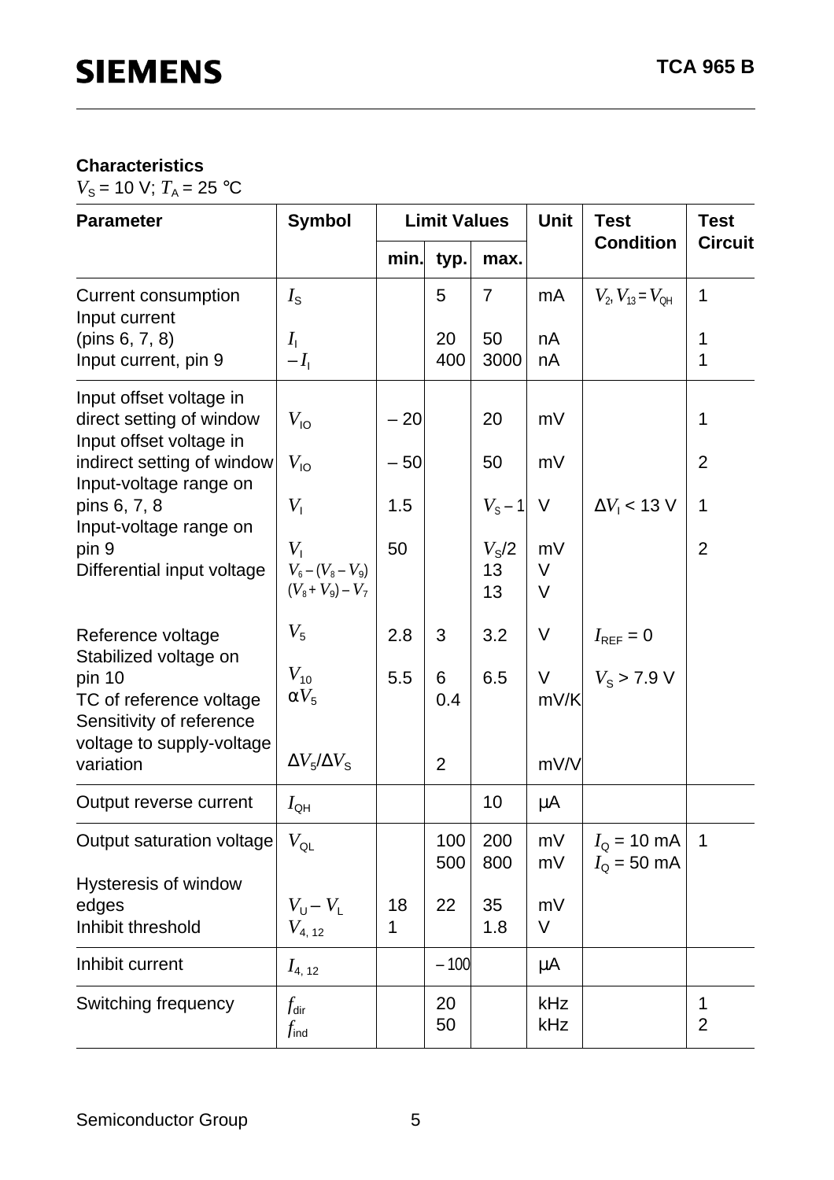## Characteristics

$V_S$ = 10 V; $T_A$ = 25 °C

| Parameter | Symbol | Limit Values | | | Unit | Test Condition | Test Circuit |
|---|---|---|---|---|---|---|---|
| | | min. | typ. | max. | | | |
| Current consumption | $I_S$ | | 5 | 7 | mA | $V_2, V_{13} = V_{QH}$ | 1 |
| Input current (pins 6, 7, 8) | $I_I$ | | 20 | 50 | nA | | 1 |
| Input current, pin 9 | $-I_I$ | | 400 | 3000 | nA | | 1 |
| Input offset voltage in direct setting of window | $V_{IO}$ | – 20 | | 20 | mV | | 1 |
| Input offset voltage in indirect setting of window | $V_{IO}$ | – 50 | | 50 | mV | | 2 |
| Input-voltage range on pins 6, 7, 8 | $V_I$ | 1.5 | | $V_S - 1$ | V | $\Delta V_I$ < 13 V | 1 |
| Input-voltage range on pin 9 | $V_I$ | 50 | | $V_S/2$ | mV | | 2 |
| Differential input voltage | $V_6 - (V_8 - V_9)$ | | | 13 | V | | |
| | $(V_8 + V_9) - V_7$ | | | 13 | V | | |
| Reference voltage | $V_5$ | 2.8 | 3 | 3.2 | V | $I_{REF}$ = 0 | |
| Stabilized voltage on pin 10 | $V_{10}$ | 5.5 | 6 | 6.5 | V | $V_S$ > 7.9 V | |
| TC of reference voltage | $\alpha V_5$ | | 0.4 | | mV/K | | |
| Sensitivity of reference voltage to supply-voltage variation | $\Delta V_5/\Delta V_S$ | | 2 | | mV/V | | |
| Output reverse current | $I_{QH}$ | | | 10 | µA | | |
| Output saturation voltage | $V_{QL}$ | | 100 | 200 | mV | $I_Q$ = 10 mA | 1 |
| | | | 500 | 800 | mV | $I_Q$ = 50 mA | |
| Hysteresis of window edges | $V_U - V_L$ | 18 | 22 | 35 | mV | | |
| Inhibit threshold | $V_{4,12}$ | 1 | | 1.8 | V | | |
| Inhibit current | $I_{4,12}$ | | – 100 | | µA | | |
| Switching frequency | $f_{dir}$ | | 20 | | kHz | | 1 |
| | $f_{ind}$ | | 50 | | kHz | | 2 |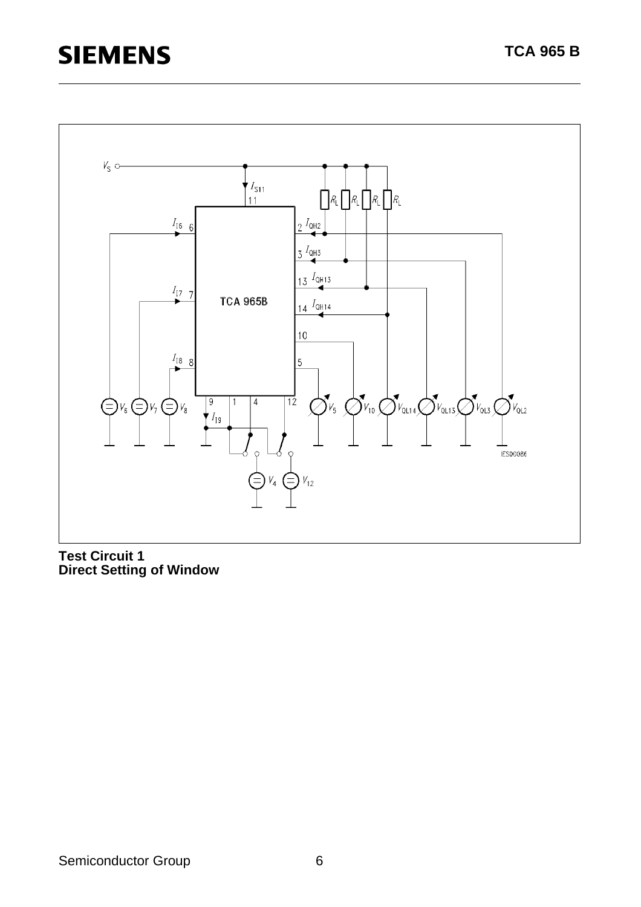**Test Circuit 1**
**Direct Setting of Window**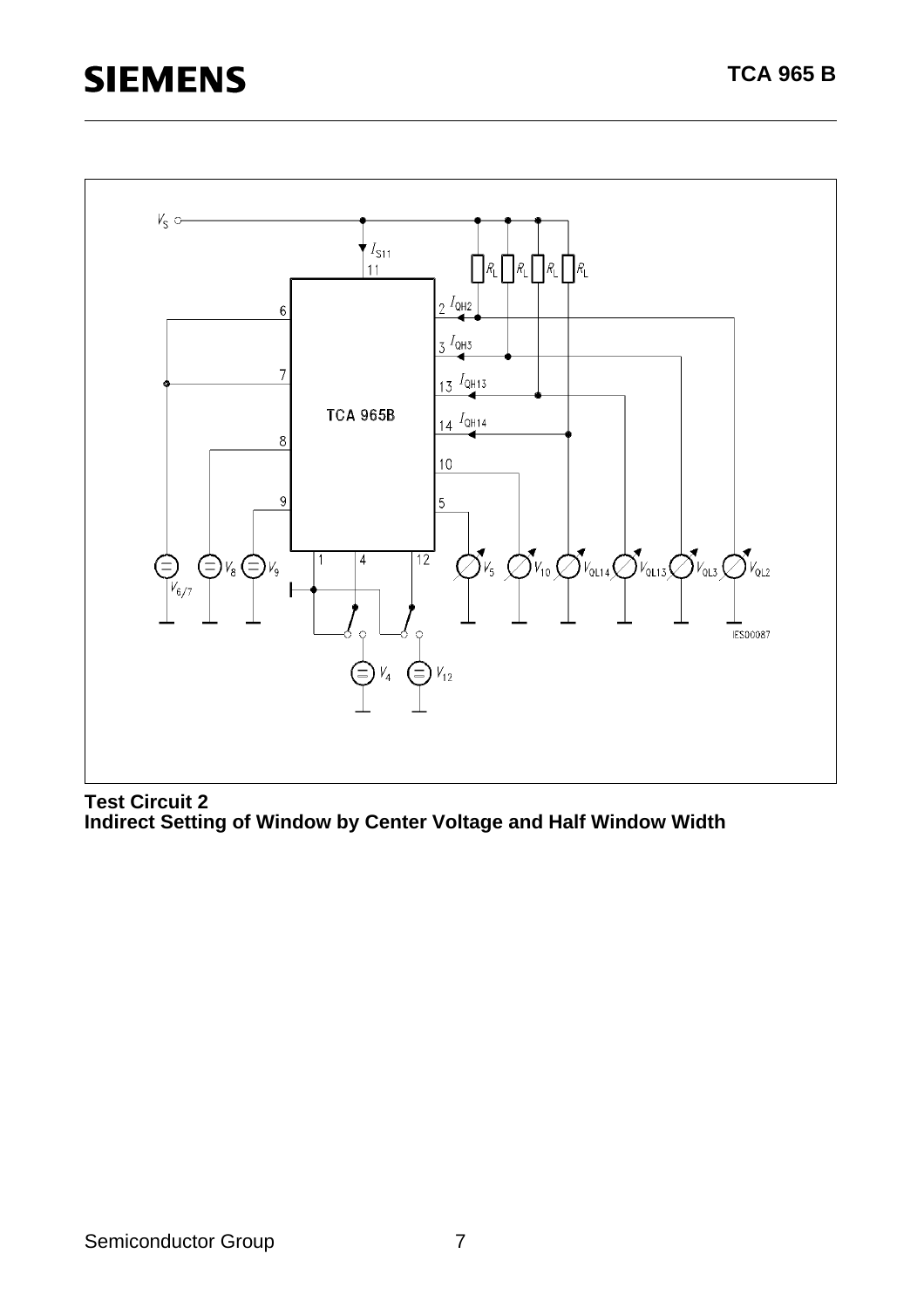**Test Circuit 2**
**Indirect Setting of Window by Center Voltage and Half Window Width**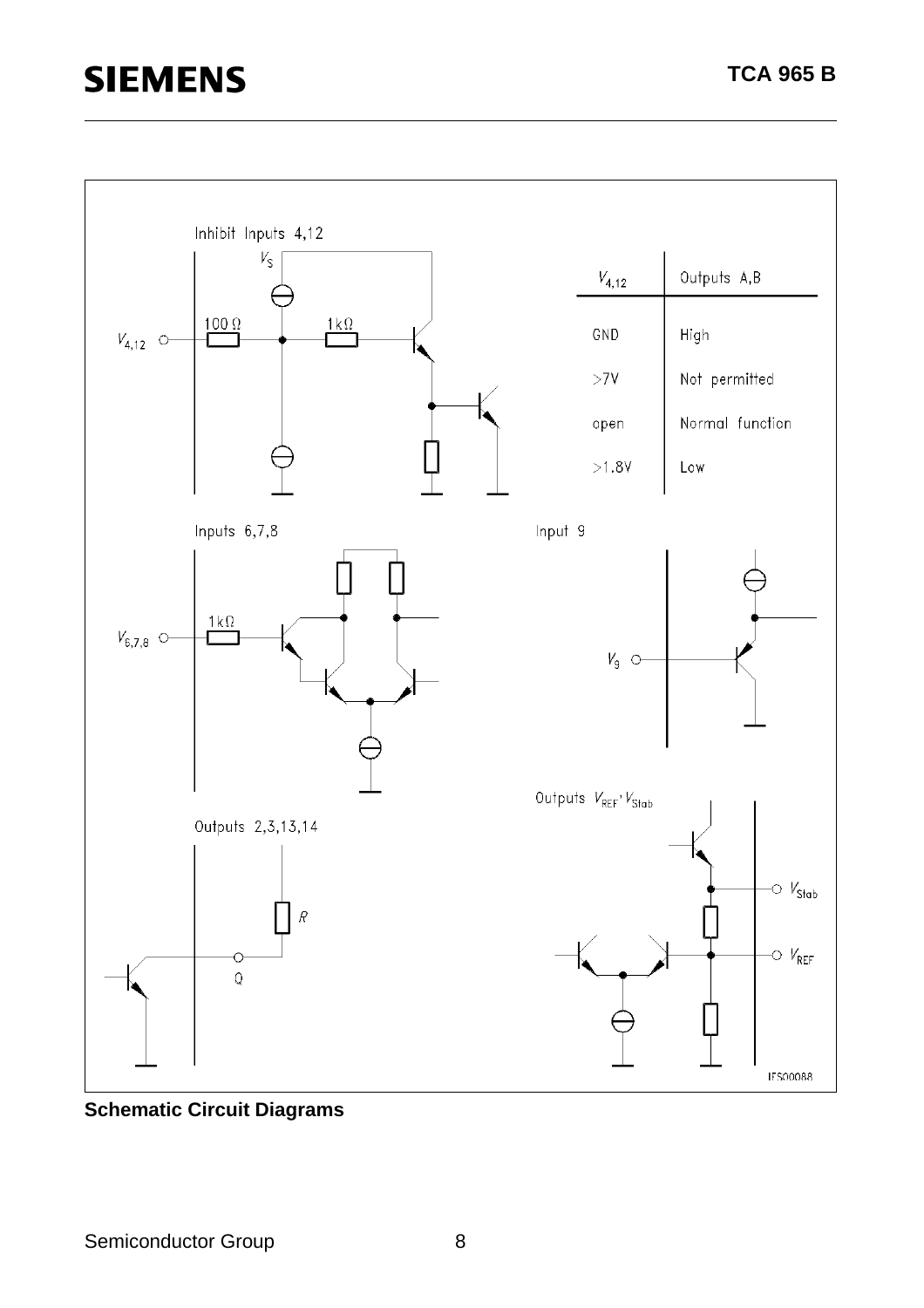Inhibit Inputs 4,12

| $V_{4,12}$ | Outputs A,B |
| --- | --- |
| GND | High |
| >7V | Not permitted |
| open | Normal function |
| >1.8V | Low |

Inputs 6,7,8

Input 9

Outputs $V_{REF}$, $V_{Stab}$

Outputs 2,3,13,14

IES00088

**Schematic Circuit Diagrams**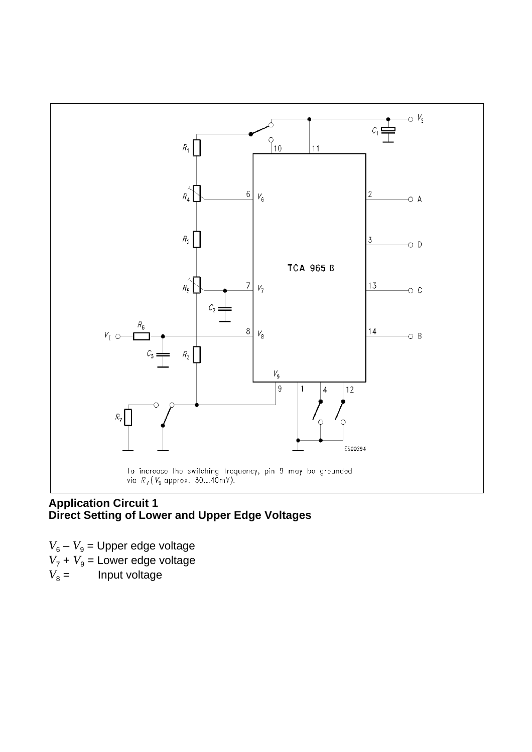To increase the switching frequency, pin 9 may be grounded via $R_7$ ($V_9$ approx. 30...40mV).

**Application Circuit 1**
**Direct Setting of Lower and Upper Edge Voltages**

$V_6 - V_9$ = Upper edge voltage
$V_7 + V_9$ = Lower edge voltage
$V_8$ = Input voltage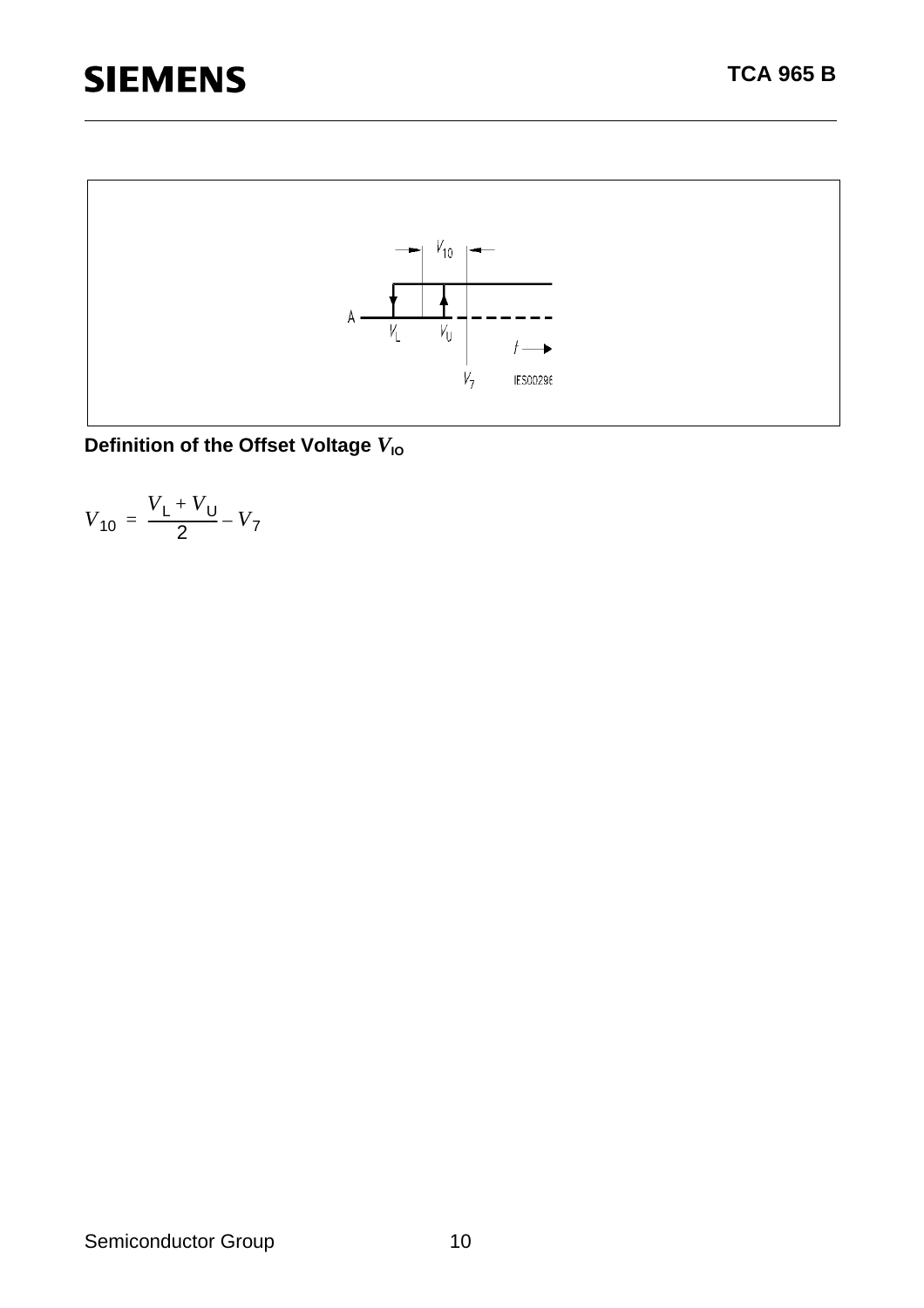**Definition of the Offset Voltage $V_{IO}$**

$$V_{10} = \frac{V_L + V_U}{2} - V_7$$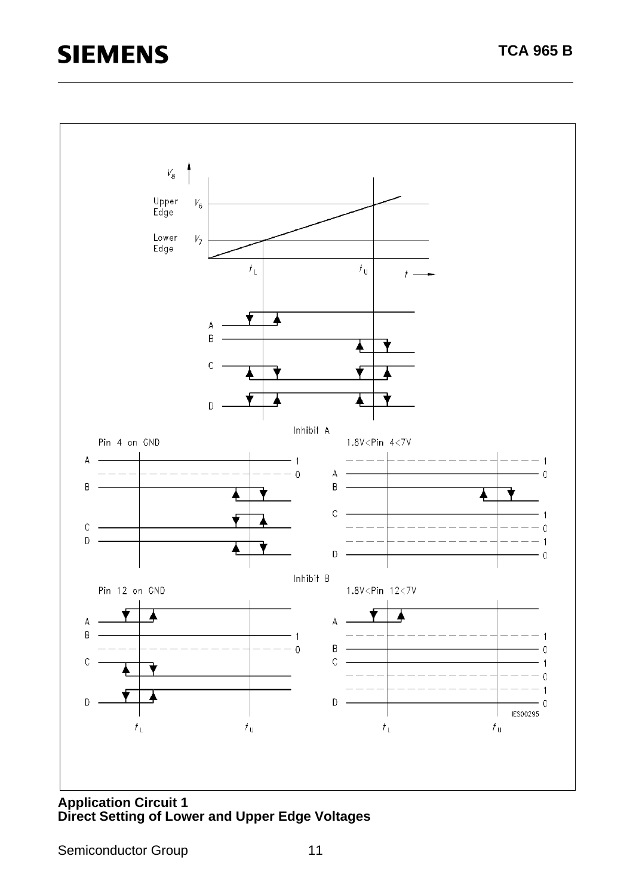$V_8$

Upper Edge $V_6$

Lower Edge $V_7$

$t_L$ $t_U$ $t$

A
B
C
D

Inhibit A

Pin 4 on GND

1.8V<Pin 4<7V

Inhibit B

Pin 12 on GND

1.8V<Pin 12<7V

IES00295

**Application Circuit 1**
**Direct Setting of Lower and Upper Edge Voltages**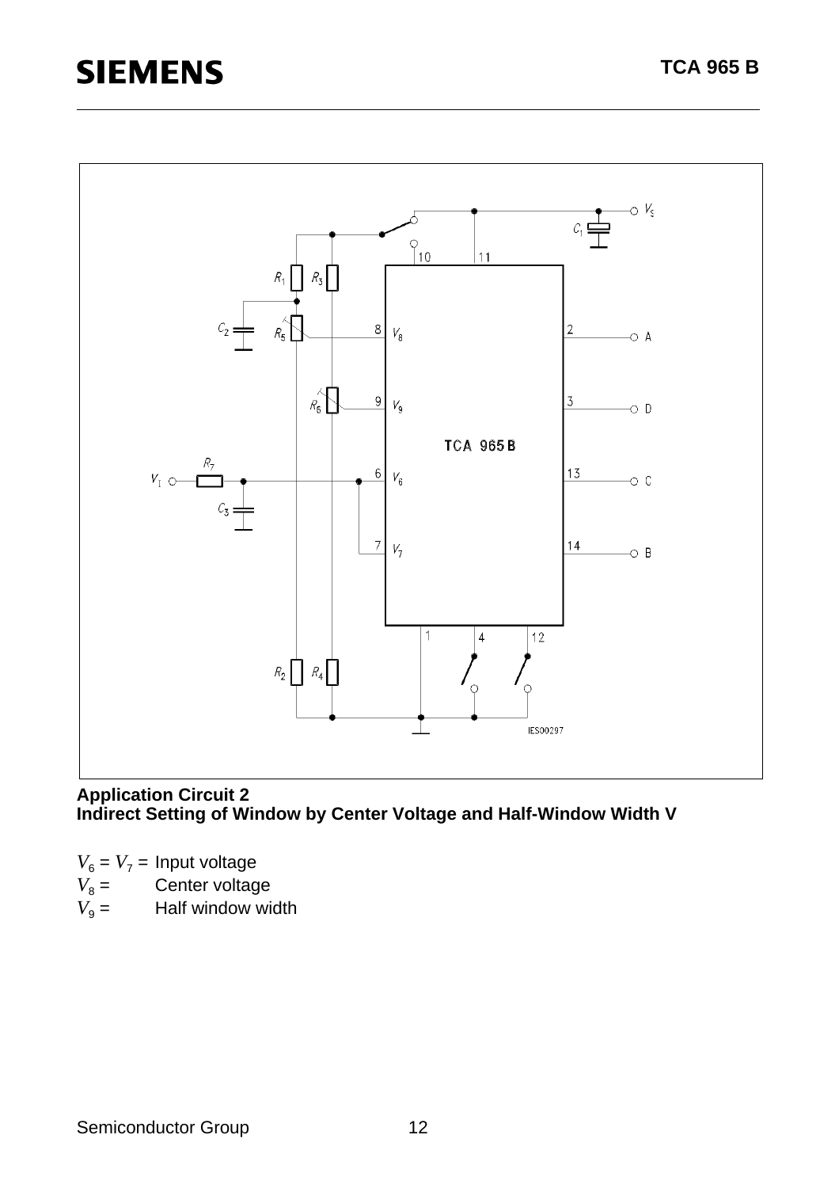**Application Circuit 2**
**Indirect Setting of Window by Center Voltage and Half-Window Width V**

$V_6 = V_7 =$ Input voltage
$V_8 =$ Center voltage
$V_9 =$ Half window width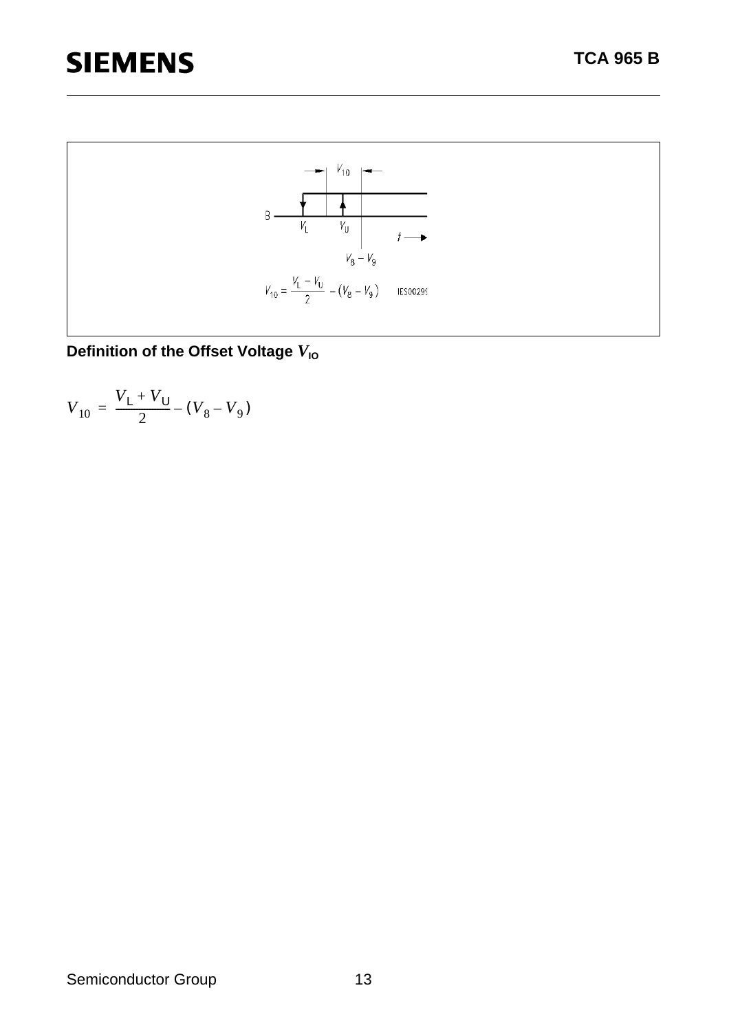Definition of the Offset Voltage $V_{IO}$

$$V_{10} = \frac{V_L + V_U}{2} - (V_8 - V_9)$$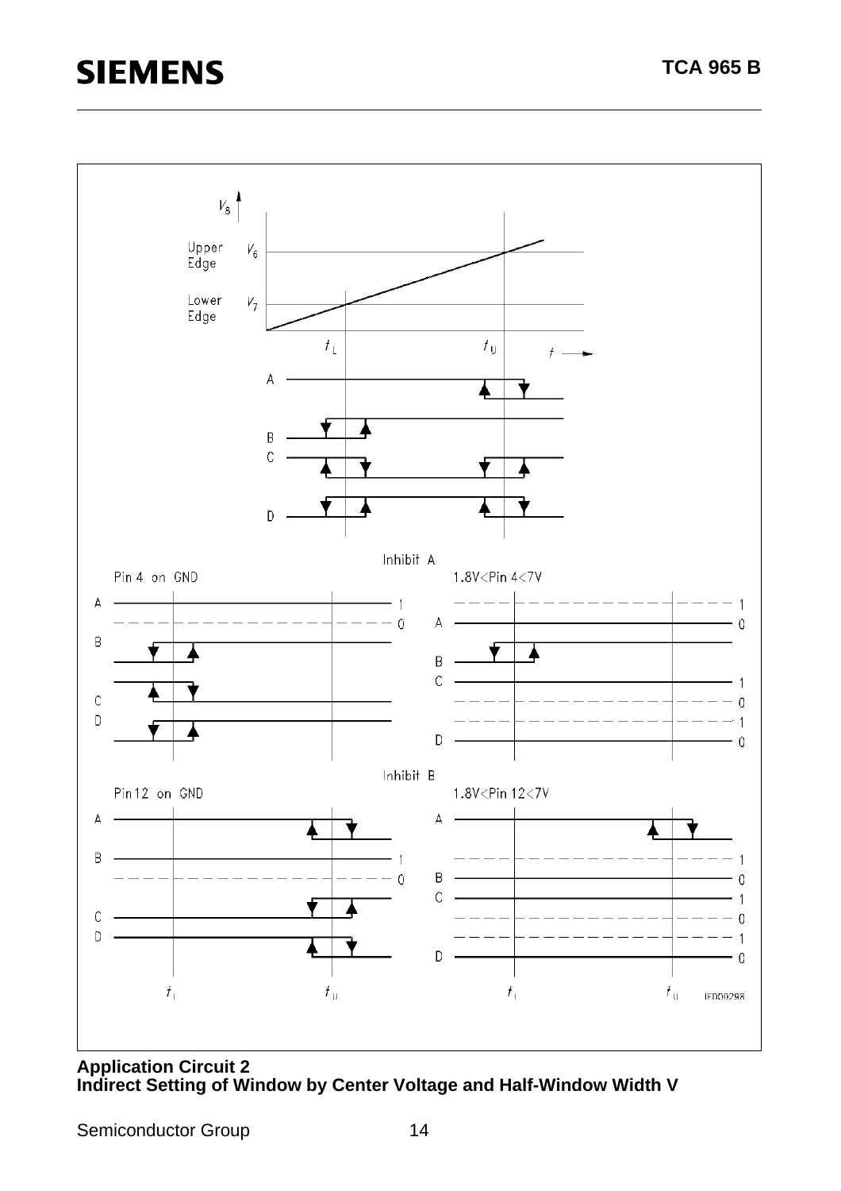**Application Circuit 2**
**Indirect Setting of Window by Center Voltage and Half-Window Width V**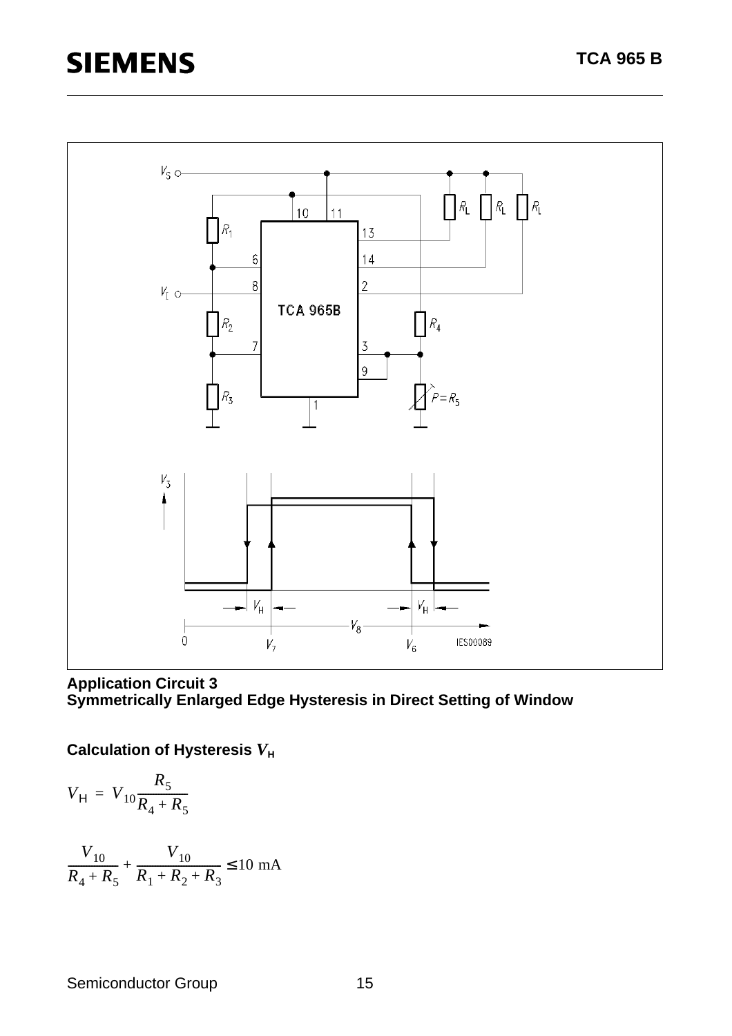**Application Circuit 3**
**Symmetrically Enlarged Edge Hysteresis in Direct Setting of Window**

**Calculation of Hysteresis $V_H$**

$$V_H = V_{10}\frac{R_5}{R_4 + R_5}$$

$$\frac{V_{10}}{R_4 + R_5} + \frac{V_{10}}{R_1 + R_2 + R_3} \leq 10 \text{ mA}$$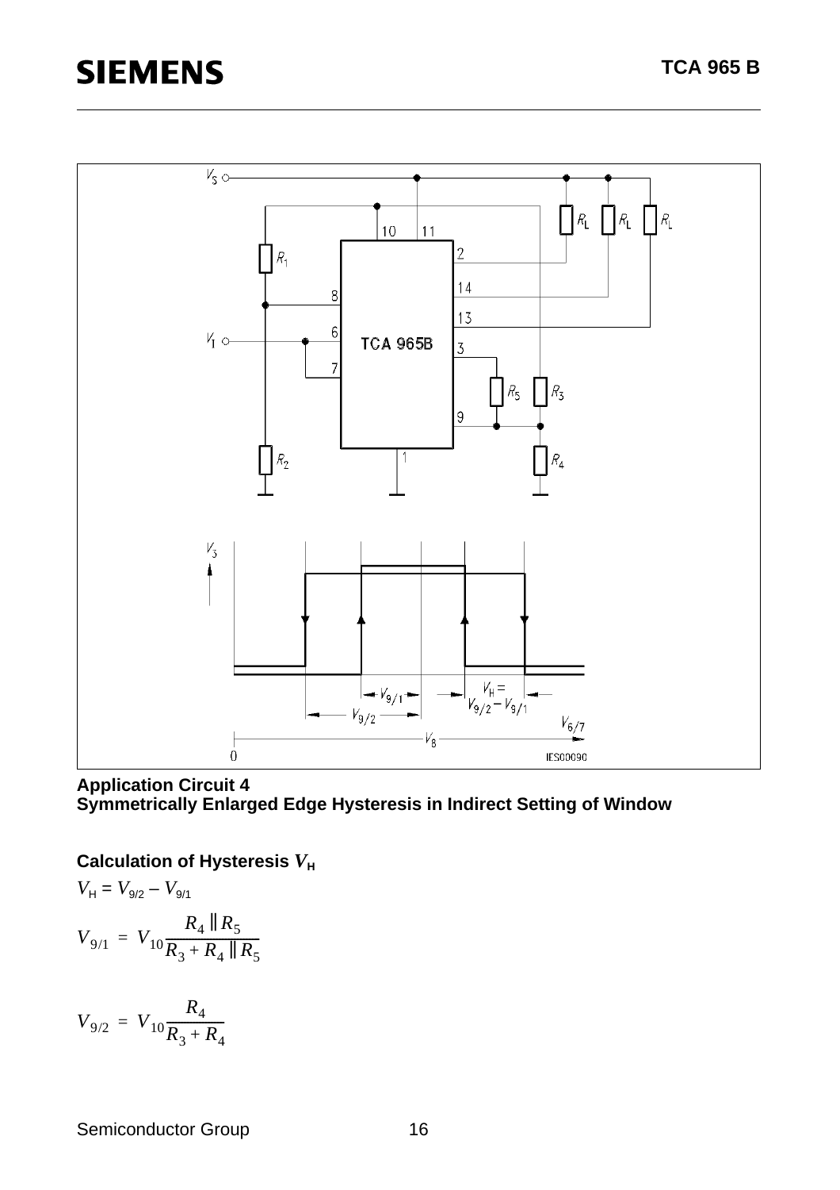**Application Circuit 4**
**Symmetrically Enlarged Edge Hysteresis in Indirect Setting of Window**

### Calculation of Hysteresis $V_H$

$V_H = V_{9/2} - V_{9/1}$

$$V_{9/1} = V_{10}\frac{R_4 \parallel R_5}{R_3 + R_4 \parallel R_5}$$

$$V_{9/2} = V_{10}\frac{R_4}{R_3 + R_4}$$